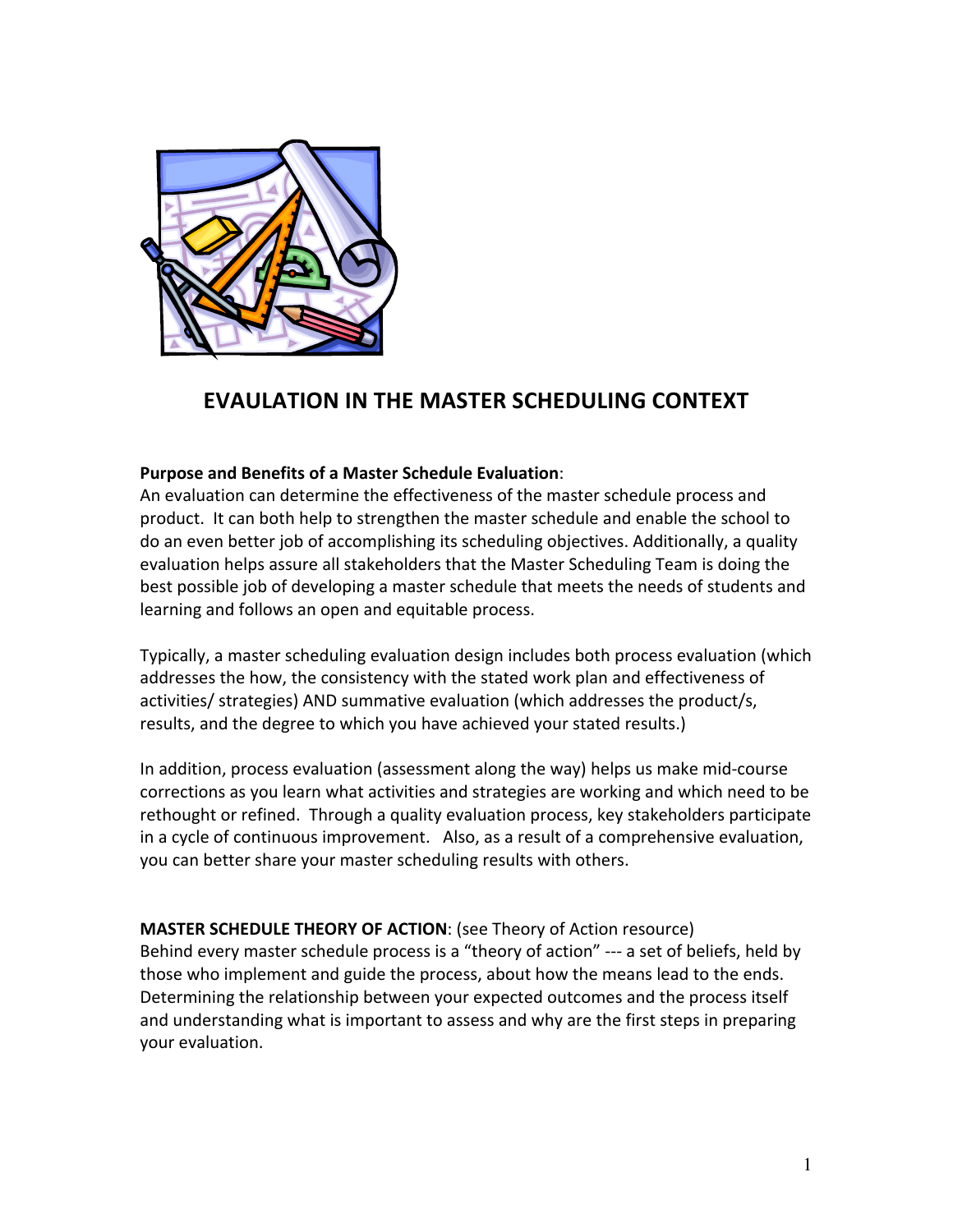# EVAULATION IN THE MASTER SCHEDULING CONTEXT

**Purpose and Benefits of a Master Schedule Evaluation**:
An evaluation can determine the effectiveness of the master schedule process and product. It can both help to strengthen the master schedule and enable the school to do an even better job of accomplishing its scheduling objectives. Additionally, a quality evaluation helps assure all stakeholders that the Master Scheduling Team is doing the best possible job of developing a master schedule that meets the needs of students and learning and follows an open and equitable process.

Typically, a master scheduling evaluation design includes both process evaluation (which addresses the how, the consistency with the stated work plan and effectiveness of activities/ strategies) AND summative evaluation (which addresses the product/s, results, and the degree to which you have achieved your stated results.)

In addition, process evaluation (assessment along the way) helps us make mid-course corrections as you learn what activities and strategies are working and which need to be rethought or refined. Through a quality evaluation process, key stakeholders participate in a cycle of continuous improvement. Also, as a result of a comprehensive evaluation, you can better share your master scheduling results with others.

**MASTER SCHEDULE THEORY OF ACTION**: (see Theory of Action resource)
Behind every master schedule process is a "theory of action" --- a set of beliefs, held by those who implement and guide the process, about how the means lead to the ends. Determining the relationship between your expected outcomes and the process itself and understanding what is important to assess and why are the first steps in preparing your evaluation.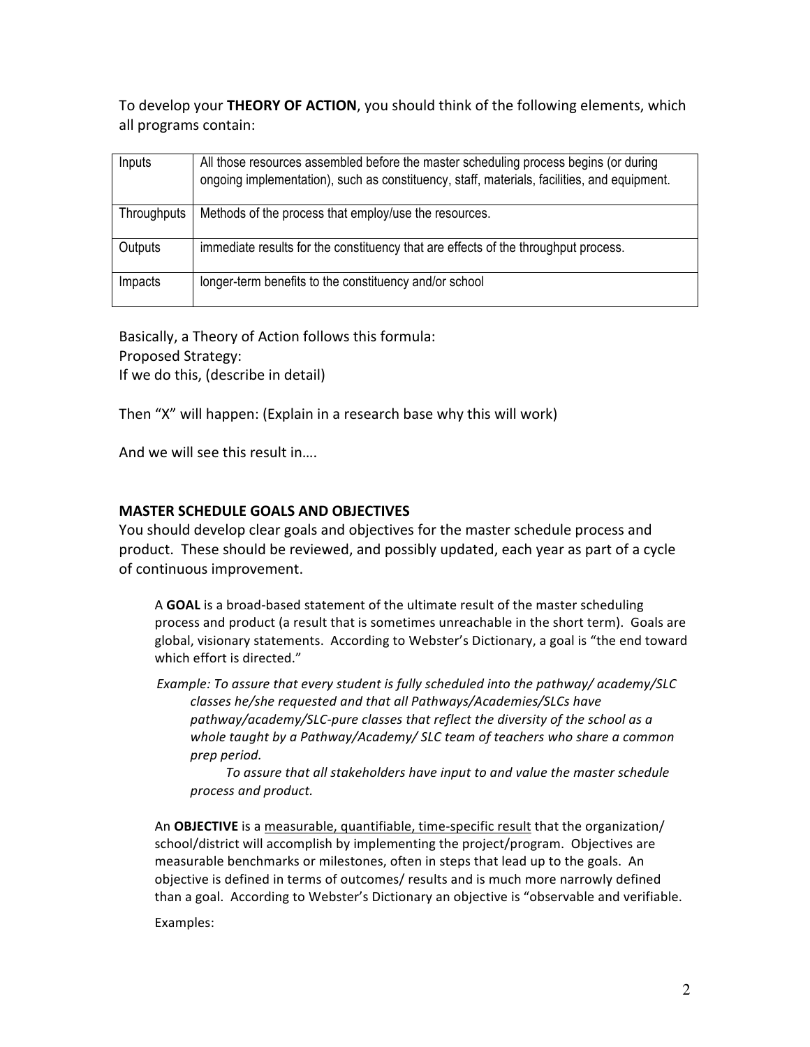To develop your **THEORY OF ACTION**, you should think of the following elements, which all programs contain:

| | |
|---|---|
| Inputs | All those resources assembled before the master scheduling process begins (or during ongoing implementation), such as constituency, staff, materials, facilities, and equipment. |
| Throughputs | Methods of the process that employ/use the resources. |
| Outputs | immediate results for the constituency that are effects of the throughput process. |
| Impacts | longer-term benefits to the constituency and/or school |

Basically, a Theory of Action follows this formula:
Proposed Strategy:
If we do this, (describe in detail)

Then "X" will happen: (Explain in a research base why this will work)

And we will see this result in….

## MASTER SCHEDULE GOALS AND OBJECTIVES

You should develop clear goals and objectives for the master schedule process and product. These should be reviewed, and possibly updated, each year as part of a cycle of continuous improvement.

A **GOAL** is a broad-based statement of the ultimate result of the master scheduling process and product (a result that is sometimes unreachable in the short term). Goals are global, visionary statements. According to Webster's Dictionary, a goal is "the end toward which effort is directed."

*Example: To assure that every student is fully scheduled into the pathway/ academy/SLC classes he/she requested and that all Pathways/Academies/SLCs have pathway/academy/SLC-pure classes that reflect the diversity of the school as a whole taught by a Pathway/Academy/ SLC team of teachers who share a common prep period.*

*To assure that all stakeholders have input to and value the master schedule process and product.*

An **OBJECTIVE** is a <u>measurable, quantifiable, time-specific result</u> that the organization/ school/district will accomplish by implementing the project/program. Objectives are measurable benchmarks or milestones, often in steps that lead up to the goals. An objective is defined in terms of outcomes/ results and is much more narrowly defined than a goal. According to Webster's Dictionary an objective is "observable and verifiable.

Examples: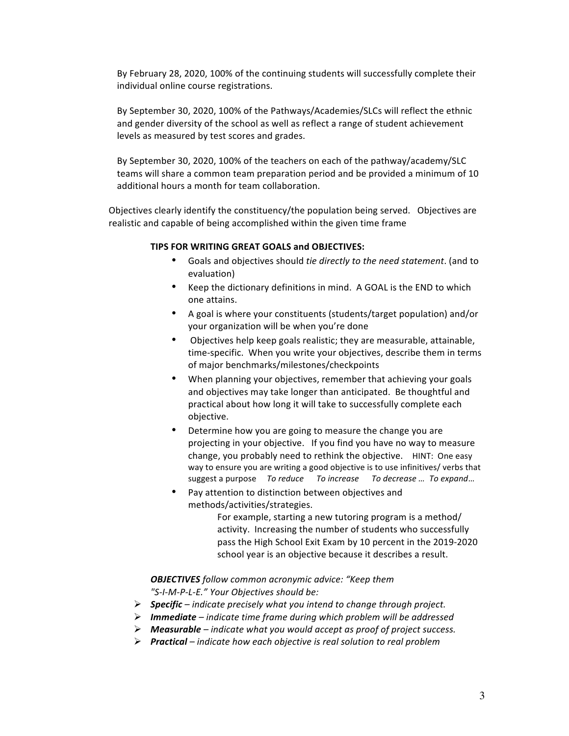By February 28, 2020, 100% of the continuing students will successfully complete their individual online course registrations.

By September 30, 2020, 100% of the Pathways/Academies/SLCs will reflect the ethnic and gender diversity of the school as well as reflect a range of student achievement levels as measured by test scores and grades.

By September 30, 2020, 100% of the teachers on each of the pathway/academy/SLC teams will share a common team preparation period and be provided a minimum of 10 additional hours a month for team collaboration.

Objectives clearly identify the constituency/the population being served. Objectives are realistic and capable of being accomplished within the given time frame

**TIPS FOR WRITING GREAT GOALS and OBJECTIVES:**

- Goals and objectives should *tie directly to the need statement*. (and to evaluation)
- Keep the dictionary definitions in mind. A GOAL is the END to which one attains.
- A goal is where your constituents (students/target population) and/or your organization will be when you're done
- Objectives help keep goals realistic; they are measurable, attainable, time-specific. When you write your objectives, describe them in terms of major benchmarks/milestones/checkpoints
- When planning your objectives, remember that achieving your goals and objectives may take longer than anticipated. Be thoughtful and practical about how long it will take to successfully complete each objective.
- Determine how you are going to measure the change you are projecting in your objective. If you find you have no way to measure change, you probably need to rethink the objective. HINT: One easy way to ensure you are writing a good objective is to use infinitives/ verbs that suggest a purpose *To reduce* *To increase* *To decrease … To expand…*
- Pay attention to distinction between objectives and methods/activities/strategies.

  For example, starting a new tutoring program is a method/ activity. Increasing the number of students who successfully pass the High School Exit Exam by 10 percent in the 2019-2020 school year is an objective because it describes a result.

***OBJECTIVES*** *follow common acronymic advice: "Keep them "S-I-M-P-L-E." Your Objectives should be:*

- ***Specific*** *– indicate precisely what you intend to change through project.*
- ***Immediate*** *– indicate time frame during which problem will be addressed*
- ***Measurable*** *– indicate what you would accept as proof of project success.*
- ***Practical*** *– indicate how each objective is real solution to real problem*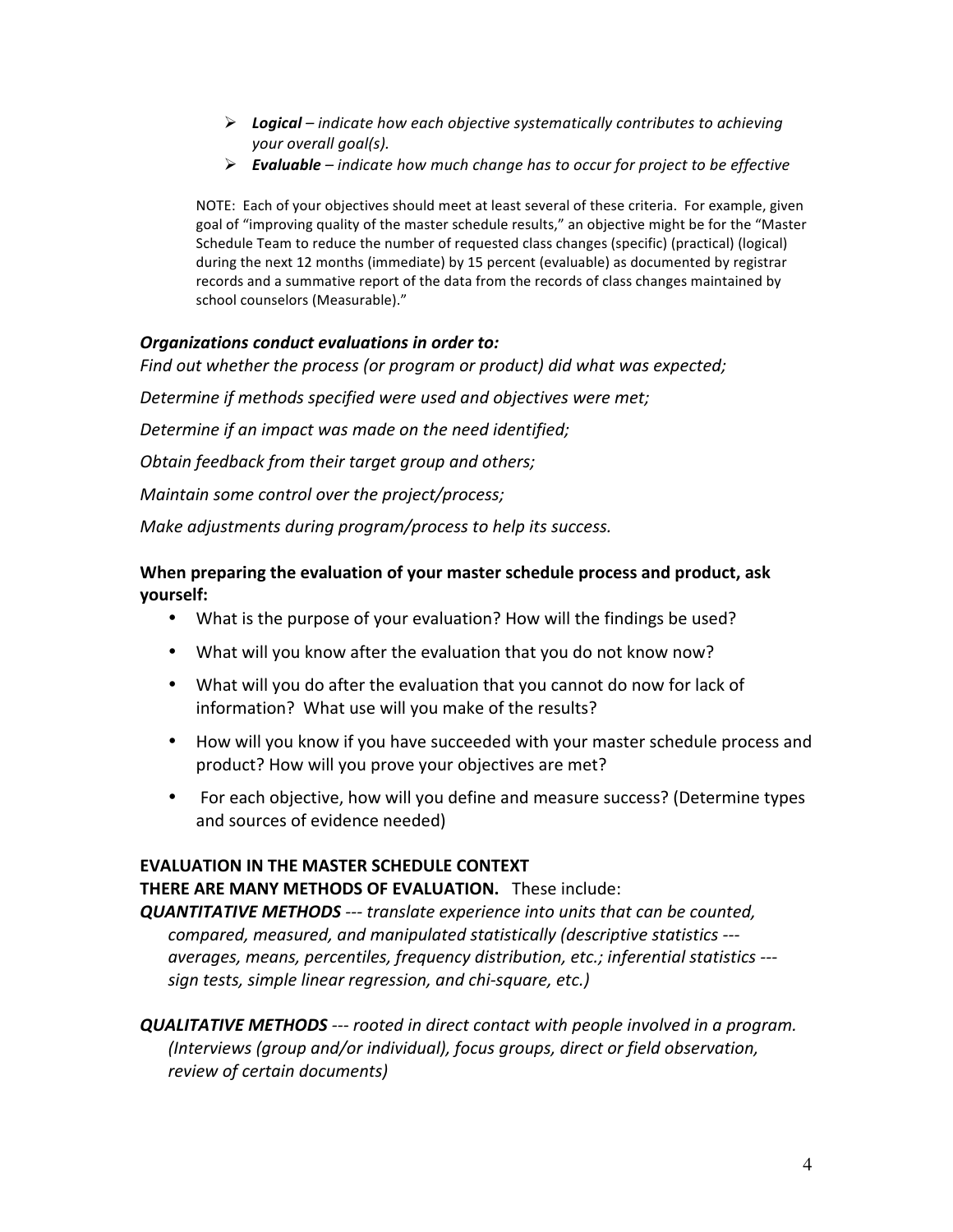- ***Logical*** *– indicate how each objective systematically contributes to achieving your overall goal(s).*
- ***Evaluable*** *– indicate how much change has to occur for project to be effective*

NOTE: Each of your objectives should meet at least several of these criteria. For example, given goal of "improving quality of the master schedule results," an objective might be for the "Master Schedule Team to reduce the number of requested class changes (specific) (practical) (logical) during the next 12 months (immediate) by 15 percent (evaluable) as documented by registrar records and a summative report of the data from the records of class changes maintained by school counselors (Measurable)."

***Organizations conduct evaluations in order to:***

*Find out whether the process (or program or product) did what was expected;*

*Determine if methods specified were used and objectives were met;*

*Determine if an impact was made on the need identified;*

*Obtain feedback from their target group and others;*

*Maintain some control over the project/process;*

*Make adjustments during program/process to help its success.*

**When preparing the evaluation of your master schedule process and product, ask yourself:**

- What is the purpose of your evaluation? How will the findings be used?
- What will you know after the evaluation that you do not know now?
- What will you do after the evaluation that you cannot do now for lack of information? What use will you make of the results?
- How will you know if you have succeeded with your master schedule process and product? How will you prove your objectives are met?
- For each objective, how will you define and measure success? (Determine types and sources of evidence needed)

**EVALUATION IN THE MASTER SCHEDULE CONTEXT**

**THERE ARE MANY METHODS OF EVALUATION.** These include:

***QUANTITATIVE METHODS*** *--- translate experience into units that can be counted, compared, measured, and manipulated statistically (descriptive statistics --- averages, means, percentiles, frequency distribution, etc.; inferential statistics --- sign tests, simple linear regression, and chi-square, etc.)*

***QUALITATIVE METHODS*** *--- rooted in direct contact with people involved in a program. (Interviews (group and/or individual), focus groups, direct or field observation, review of certain documents)*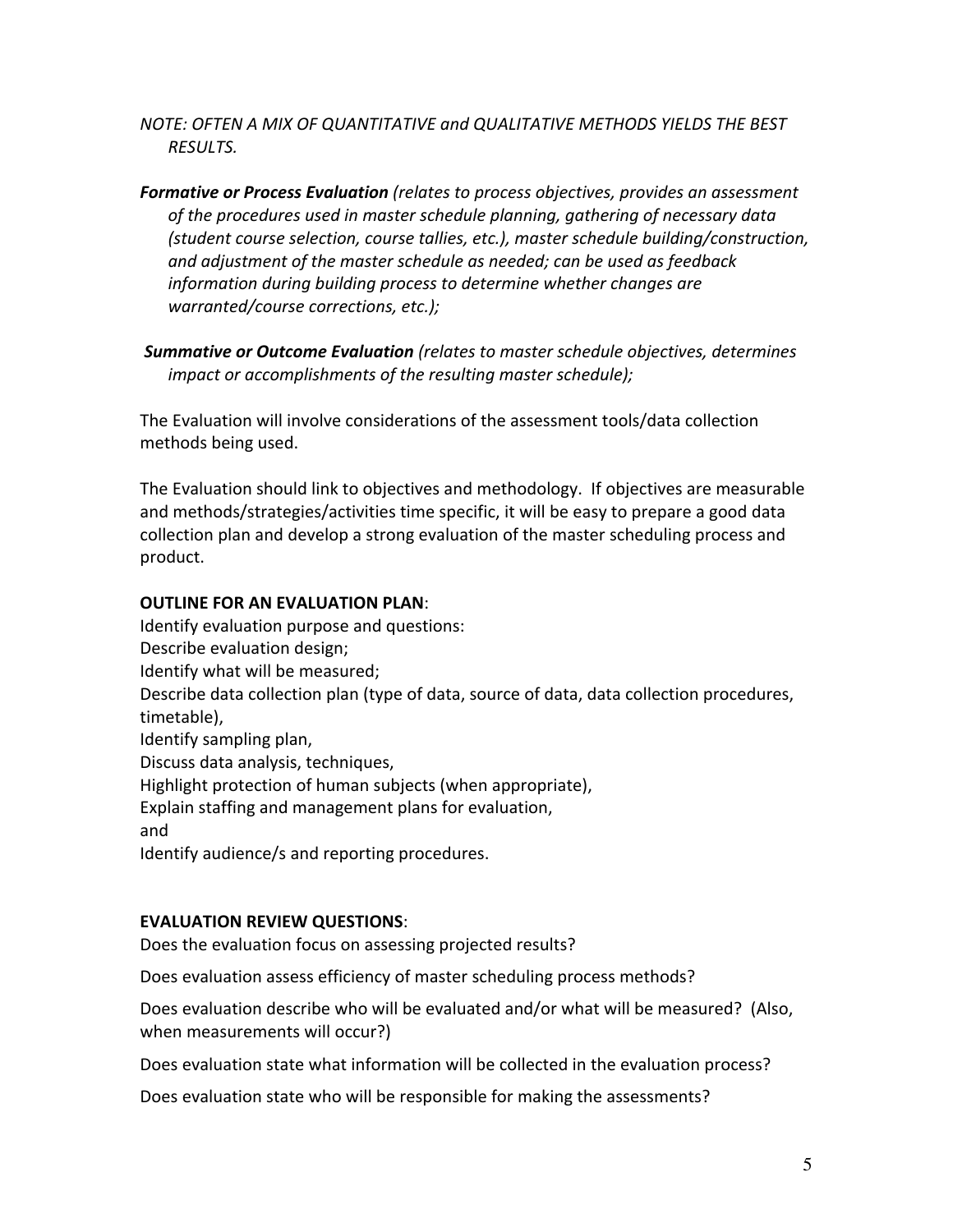*NOTE: OFTEN A MIX OF QUANTITATIVE and QUALITATIVE METHODS YIELDS THE BEST RESULTS.*

***Formative or Process Evaluation*** *(relates to process objectives, provides an assessment of the procedures used in master schedule planning, gathering of necessary data (student course selection, course tallies, etc.), master schedule building/construction, and adjustment of the master schedule as needed; can be used as feedback information during building process to determine whether changes are warranted/course corrections, etc.);*

***Summative or Outcome Evaluation*** *(relates to master schedule objectives, determines impact or accomplishments of the resulting master schedule);*

The Evaluation will involve considerations of the assessment tools/data collection methods being used.

The Evaluation should link to objectives and methodology. If objectives are measurable and methods/strategies/activities time specific, it will be easy to prepare a good data collection plan and develop a strong evaluation of the master scheduling process and product.

**OUTLINE FOR AN EVALUATION PLAN**:

Identify evaluation purpose and questions:
Describe evaluation design;
Identify what will be measured;
Describe data collection plan (type of data, source of data, data collection procedures, timetable),
Identify sampling plan,
Discuss data analysis, techniques,
Highlight protection of human subjects (when appropriate),
Explain staffing and management plans for evaluation,
and
Identify audience/s and reporting procedures.

**EVALUATION REVIEW QUESTIONS**:

Does the evaluation focus on assessing projected results?

Does evaluation assess efficiency of master scheduling process methods?

Does evaluation describe who will be evaluated and/or what will be measured? (Also, when measurements will occur?)

Does evaluation state what information will be collected in the evaluation process?

Does evaluation state who will be responsible for making the assessments?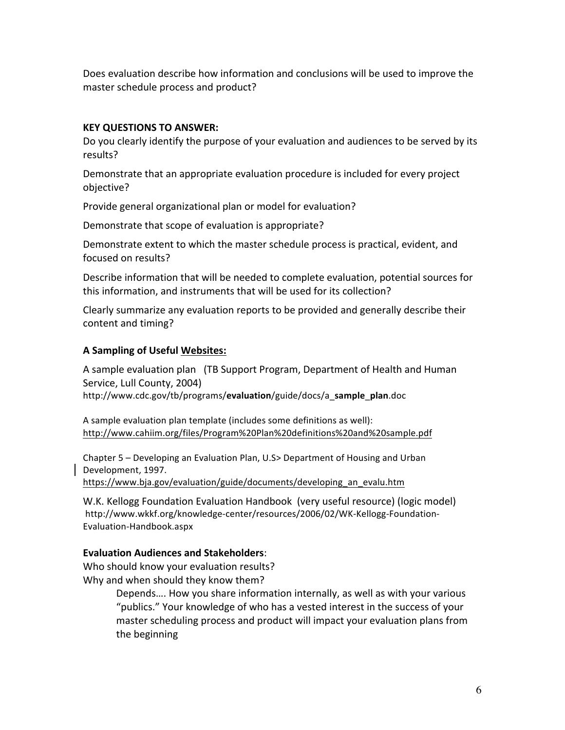Does evaluation describe how information and conclusions will be used to improve the master schedule process and product?

**KEY QUESTIONS TO ANSWER:**

Do you clearly identify the purpose of your evaluation and audiences to be served by its results?

Demonstrate that an appropriate evaluation procedure is included for every project objective?

Provide general organizational plan or model for evaluation?

Demonstrate that scope of evaluation is appropriate?

Demonstrate extent to which the master schedule process is practical, evident, and focused on results?

Describe information that will be needed to complete evaluation, potential sources for this information, and instruments that will be used for its collection?

Clearly summarize any evaluation reports to be provided and generally describe their content and timing?

**A Sampling of Useful Websites:**

A sample evaluation plan (TB Support Program, Department of Health and Human Service, Lull County, 2004)
http://www.cdc.gov/tb/programs/**evaluation**/guide/docs/a_**sample_plan**.doc

A sample evaluation plan template (includes some definitions as well):
http://www.cahiim.org/files/Program%20Plan%20definitions%20and%20sample.pdf

Chapter 5 – Developing an Evaluation Plan, U.S> Department of Housing and Urban Development, 1997.
https://www.bja.gov/evaluation/guide/documents/developing_an_evalu.htm

W.K. Kellogg Foundation Evaluation Handbook (very useful resource) (logic model)
http://www.wkkf.org/knowledge-center/resources/2006/02/WK-Kellogg-Foundation-Evaluation-Handbook.aspx

**Evaluation Audiences and Stakeholders**:

Who should know your evaluation results?
Why and when should they know them?

> Depends…. How you share information internally, as well as with your various "publics." Your knowledge of who has a vested interest in the success of your master scheduling process and product will impact your evaluation plans from the beginning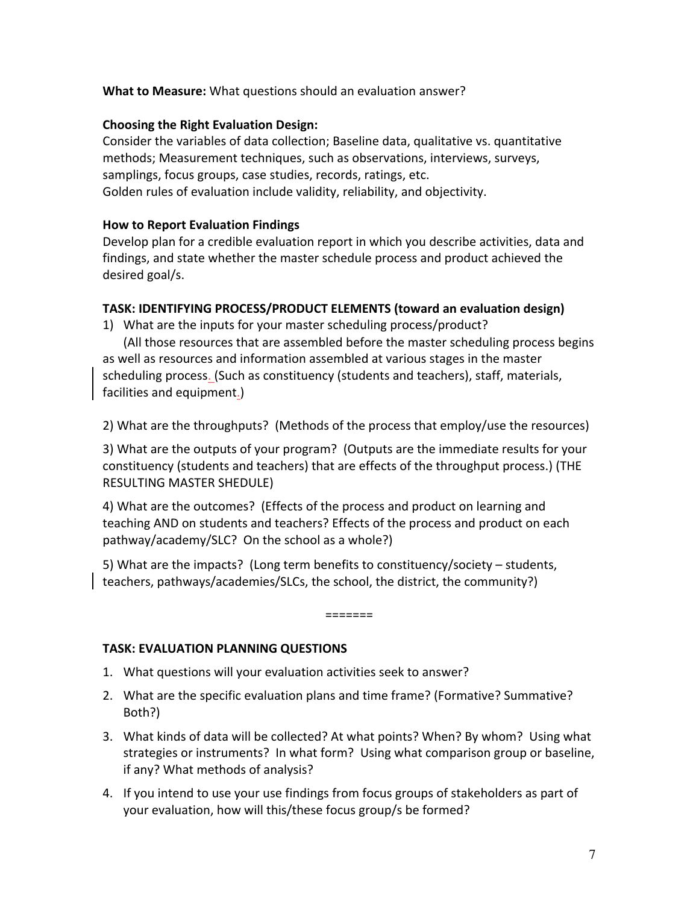**What to Measure:** What questions should an evaluation answer?

**Choosing the Right Evaluation Design:**
Consider the variables of data collection; Baseline data, qualitative vs. quantitative methods; Measurement techniques, such as observations, interviews, surveys, samplings, focus groups, case studies, records, ratings, etc.
Golden rules of evaluation include validity, reliability, and objectivity.

**How to Report Evaluation Findings**
Develop plan for a credible evaluation report in which you describe activities, data and findings, and state whether the master schedule process and product achieved the desired goal/s.

**TASK: IDENTIFYING PROCESS/PRODUCT ELEMENTS (toward an evaluation design)**

1) What are the inputs for your master scheduling process/product?
   (All those resources that are assembled before the master scheduling process begins as well as resources and information assembled at various stages in the master scheduling process. (Such as constituency (students and teachers), staff, materials, facilities and equipment.)

2) What are the throughputs? (Methods of the process that employ/use the resources)

3) What are the outputs of your program? (Outputs are the immediate results for your constituency (students and teachers) that are effects of the throughput process.) (THE RESULTING MASTER SHEDULE)

4) What are the outcomes? (Effects of the process and product on learning and teaching AND on students and teachers? Effects of the process and product on each pathway/academy/SLC? On the school as a whole?)

5) What are the impacts? (Long term benefits to constituency/society – students, teachers, pathways/academies/SLCs, the school, the district, the community?)

=======

**TASK: EVALUATION PLANNING QUESTIONS**

1. What questions will your evaluation activities seek to answer?
2. What are the specific evaluation plans and time frame? (Formative? Summative? Both?)
3. What kinds of data will be collected? At what points? When? By whom? Using what strategies or instruments? In what form? Using what comparison group or baseline, if any? What methods of analysis?
4. If you intend to use your use findings from focus groups of stakeholders as part of your evaluation, how will this/these focus group/s be formed?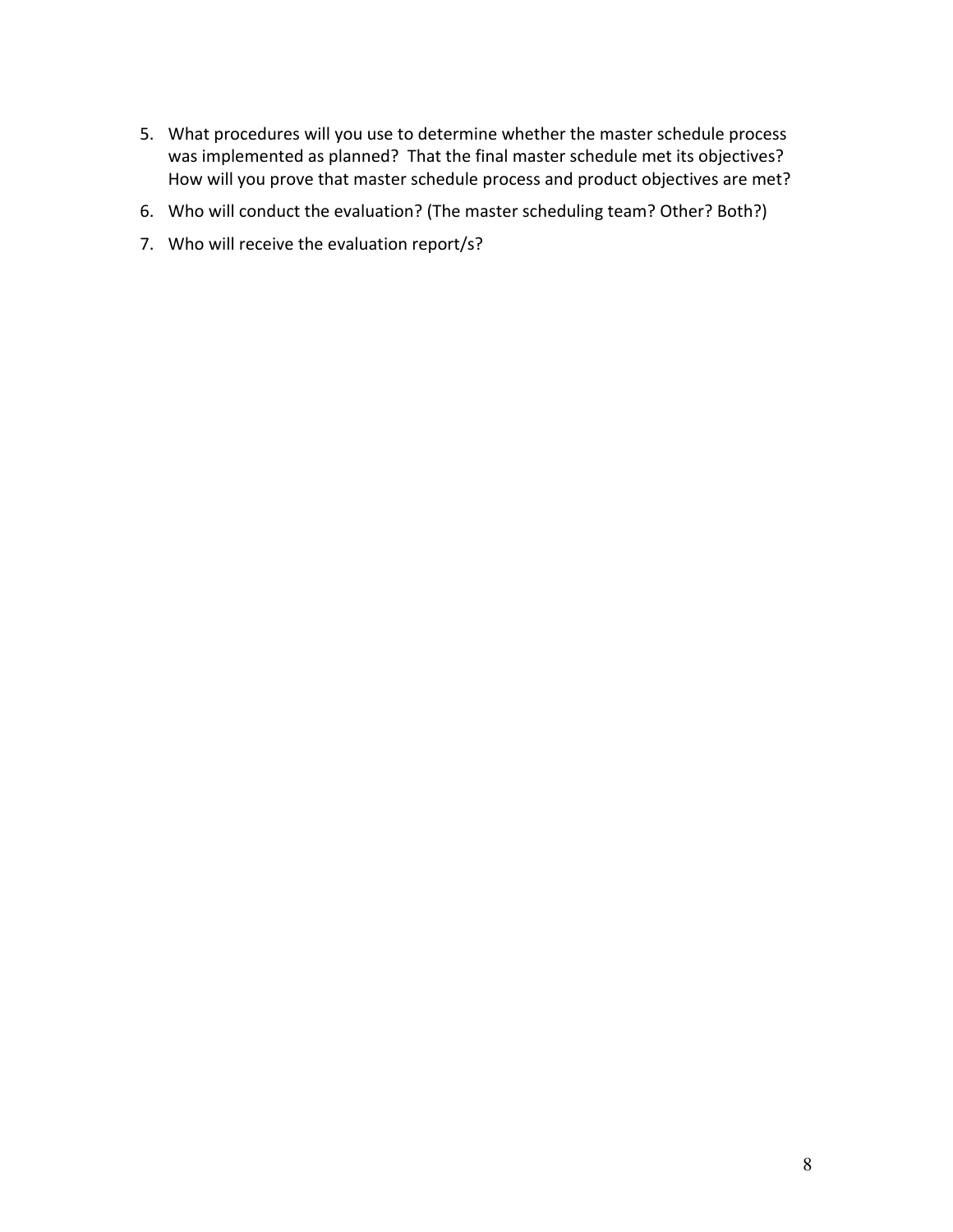5. What procedures will you use to determine whether the master schedule process was implemented as planned? That the final master schedule met its objectives? How will you prove that master schedule process and product objectives are met?
6. Who will conduct the evaluation? (The master scheduling team? Other? Both?)
7. Who will receive the evaluation report/s?